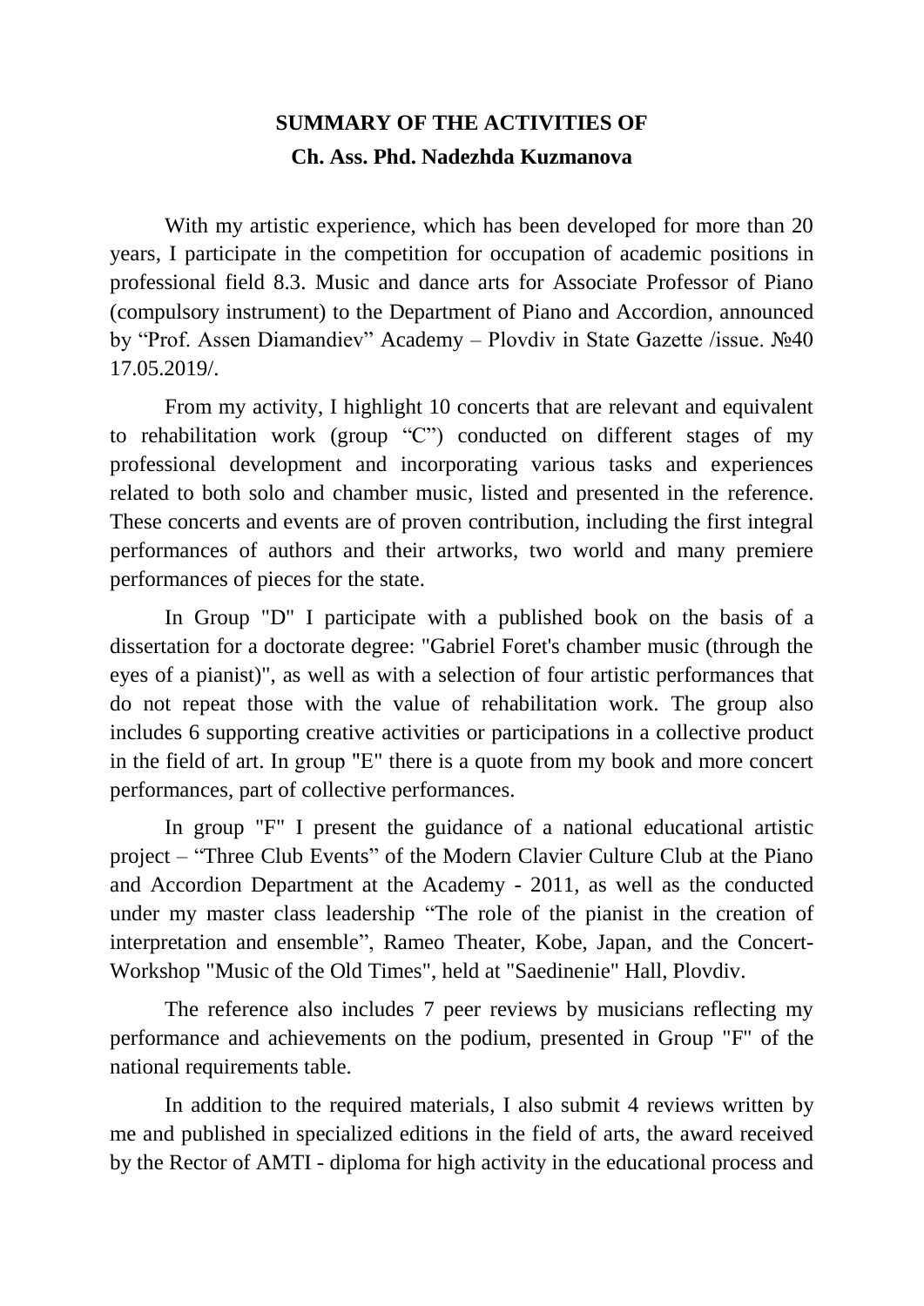# SUMMARY OF THE ACTIVITIES OF
## Ch. Ass. Phd. Nadezhda Kuzmanova

With my artistic experience, which has been developed for more than 20 years, I participate in the competition for occupation of academic positions in professional field 8.3. Music and dance arts for Associate Professor of Piano (compulsory instrument) to the Department of Piano and Accordion, announced by "Prof. Assen Diamandiev" Academy – Plovdiv in State Gazette /issue. №40 17.05.2019/.

From my activity, I highlight 10 concerts that are relevant and equivalent to rehabilitation work (group "C") conducted on different stages of my professional development and incorporating various tasks and experiences related to both solo and chamber music, listed and presented in the reference. These concerts and events are of proven contribution, including the first integral performances of authors and their artworks, two world and many premiere performances of pieces for the state.

In Group "D" I participate with a published book on the basis of a dissertation for a doctorate degree: "Gabriel Foret's chamber music (through the eyes of a pianist)", as well as with a selection of four artistic performances that do not repeat those with the value of rehabilitation work. The group also includes 6 supporting creative activities or participations in a collective product in the field of art. In group "E" there is a quote from my book and more concert performances, part of collective performances.

In group "F" I present the guidance of a national educational artistic project – "Three Club Events" of the Modern Clavier Culture Club at the Piano and Accordion Department at the Academy - 2011, as well as the conducted under my master class leadership "The role of the pianist in the creation of interpretation and ensemble", Rameo Theater, Kobe, Japan, and the Concert-Workshop "Music of the Old Times", held at "Saedinenie" Hall, Plovdiv.

The reference also includes 7 peer reviews by musicians reflecting my performance and achievements on the podium, presented in Group "F" of the national requirements table.

In addition to the required materials, I also submit 4 reviews written by me and published in specialized editions in the field of arts, the award received by the Rector of AMTI - diploma for high activity in the educational process and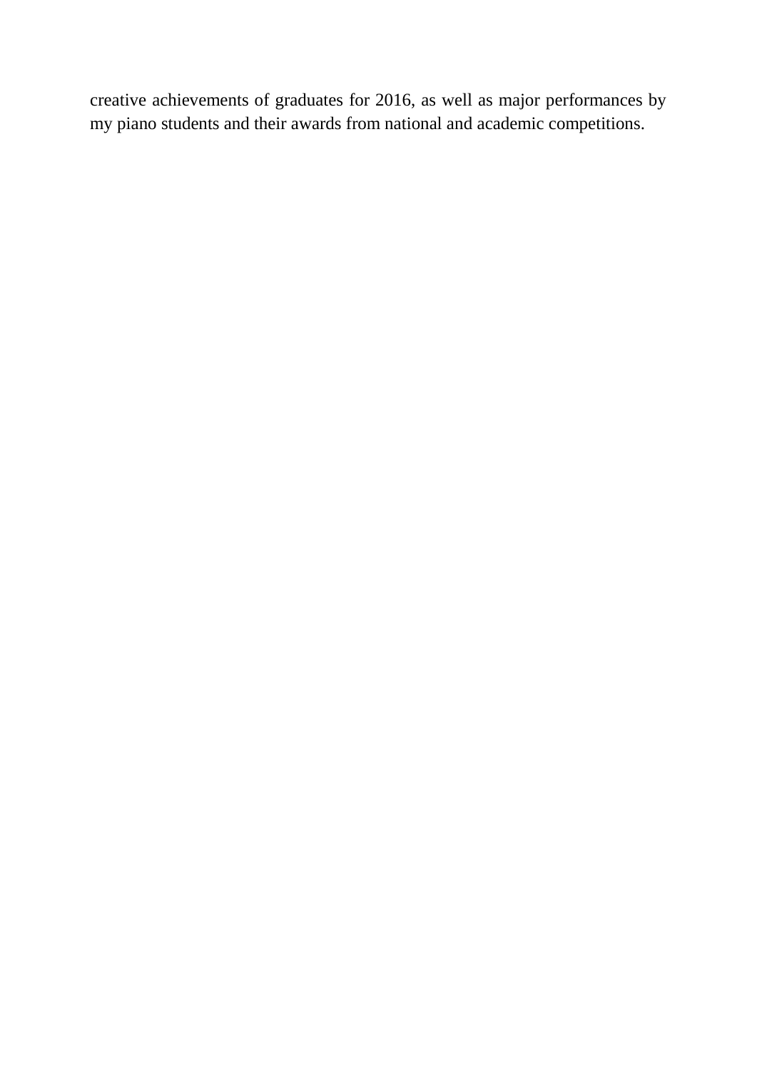creative achievements of graduates for 2016, as well as major performances by my piano students and their awards from national and academic competitions.